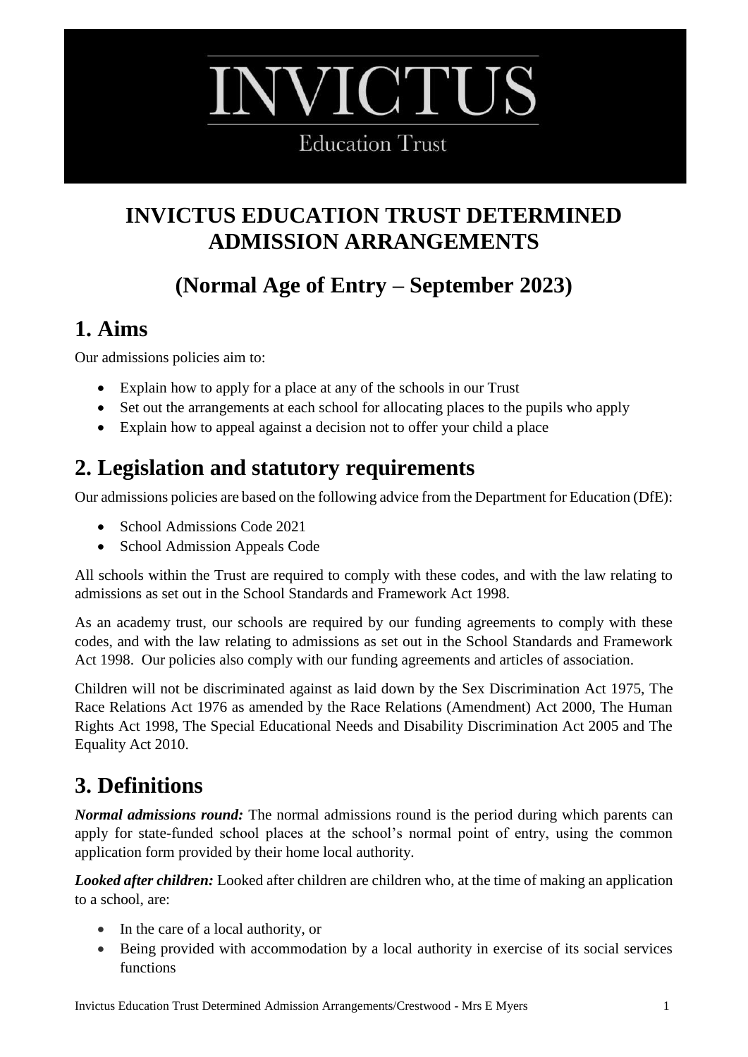# INVICTUS

Education Trust

# INVICTUS EDUCATION TRUST DETERMINED ADMISSION ARRANGEMENTS

## (Normal Age of Entry – September 2023)

## 1. Aims

Our admissions policies aim to:

- Explain how to apply for a place at any of the schools in our Trust
- Set out the arrangements at each school for allocating places to the pupils who apply
- Explain how to appeal against a decision not to offer your child a place

## 2. Legislation and statutory requirements

Our admissions policies are based on the following advice from the Department for Education (DfE):

- School Admissions Code 2021
- School Admission Appeals Code

All schools within the Trust are required to comply with these codes, and with the law relating to admissions as set out in the School Standards and Framework Act 1998.

As an academy trust, our schools are required by our funding agreements to comply with these codes, and with the law relating to admissions as set out in the School Standards and Framework Act 1998. Our policies also comply with our funding agreements and articles of association.

Children will not be discriminated against as laid down by the Sex Discrimination Act 1975, The Race Relations Act 1976 as amended by the Race Relations (Amendment) Act 2000, The Human Rights Act 1998, The Special Educational Needs and Disability Discrimination Act 2005 and The Equality Act 2010.

## 3. Definitions

***Normal admissions round:*** The normal admissions round is the period during which parents can apply for state-funded school places at the school's normal point of entry, using the common application form provided by their home local authority.

***Looked after children:*** Looked after children are children who, at the time of making an application to a school, are:

- In the care of a local authority, or
- Being provided with accommodation by a local authority in exercise of its social services functions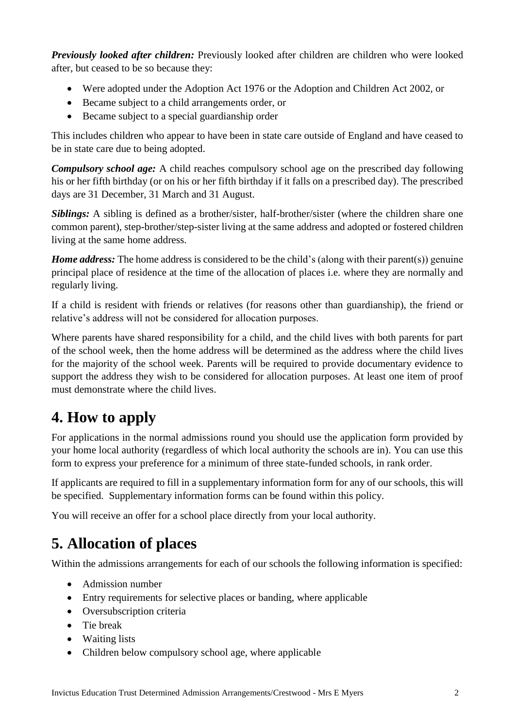***Previously looked after children:*** Previously looked after children are children who were looked after, but ceased to be so because they:

- Were adopted under the Adoption Act 1976 or the Adoption and Children Act 2002, or
- Became subject to a child arrangements order, or
- Became subject to a special guardianship order

This includes children who appear to have been in state care outside of England and have ceased to be in state care due to being adopted.

***Compulsory school age:*** A child reaches compulsory school age on the prescribed day following his or her fifth birthday (or on his or her fifth birthday if it falls on a prescribed day). The prescribed days are 31 December, 31 March and 31 August.

***Siblings:*** A sibling is defined as a brother/sister, half-brother/sister (where the children share one common parent), step-brother/step-sister living at the same address and adopted or fostered children living at the same home address.

***Home address:*** The home address is considered to be the child's (along with their parent(s)) genuine principal place of residence at the time of the allocation of places i.e. where they are normally and regularly living.

If a child is resident with friends or relatives (for reasons other than guardianship), the friend or relative's address will not be considered for allocation purposes.

Where parents have shared responsibility for a child, and the child lives with both parents for part of the school week, then the home address will be determined as the address where the child lives for the majority of the school week. Parents will be required to provide documentary evidence to support the address they wish to be considered for allocation purposes. At least one item of proof must demonstrate where the child lives.

# 4. How to apply

For applications in the normal admissions round you should use the application form provided by your home local authority (regardless of which local authority the schools are in). You can use this form to express your preference for a minimum of three state-funded schools, in rank order.

If applicants are required to fill in a supplementary information form for any of our schools, this will be specified. Supplementary information forms can be found within this policy.

You will receive an offer for a school place directly from your local authority.

# 5. Allocation of places

Within the admissions arrangements for each of our schools the following information is specified:

- Admission number
- Entry requirements for selective places or banding, where applicable
- Oversubscription criteria
- Tie break
- Waiting lists
- Children below compulsory school age, where applicable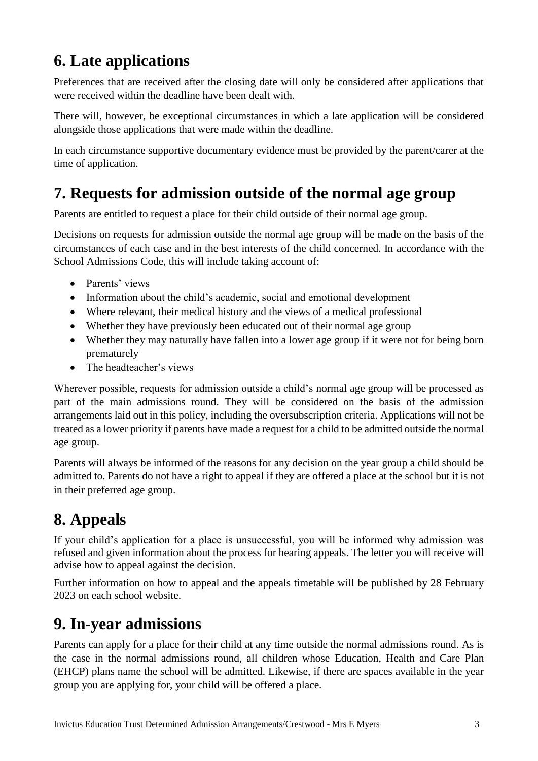## 6. Late applications

Preferences that are received after the closing date will only be considered after applications that were received within the deadline have been dealt with.

There will, however, be exceptional circumstances in which a late application will be considered alongside those applications that were made within the deadline.

In each circumstance supportive documentary evidence must be provided by the parent/carer at the time of application.

## 7. Requests for admission outside of the normal age group

Parents are entitled to request a place for their child outside of their normal age group.

Decisions on requests for admission outside the normal age group will be made on the basis of the circumstances of each case and in the best interests of the child concerned. In accordance with the School Admissions Code, this will include taking account of:

- Parents' views
- Information about the child's academic, social and emotional development
- Where relevant, their medical history and the views of a medical professional
- Whether they have previously been educated out of their normal age group
- Whether they may naturally have fallen into a lower age group if it were not for being born prematurely
- The headteacher's views

Wherever possible, requests for admission outside a child's normal age group will be processed as part of the main admissions round. They will be considered on the basis of the admission arrangements laid out in this policy, including the oversubscription criteria. Applications will not be treated as a lower priority if parents have made a request for a child to be admitted outside the normal age group.

Parents will always be informed of the reasons for any decision on the year group a child should be admitted to. Parents do not have a right to appeal if they are offered a place at the school but it is not in their preferred age group.

## 8. Appeals

If your child's application for a place is unsuccessful, you will be informed why admission was refused and given information about the process for hearing appeals. The letter you will receive will advise how to appeal against the decision.

Further information on how to appeal and the appeals timetable will be published by 28 February 2023 on each school website.

## 9. In-year admissions

Parents can apply for a place for their child at any time outside the normal admissions round. As is the case in the normal admissions round, all children whose Education, Health and Care Plan (EHCP) plans name the school will be admitted. Likewise, if there are spaces available in the year group you are applying for, your child will be offered a place.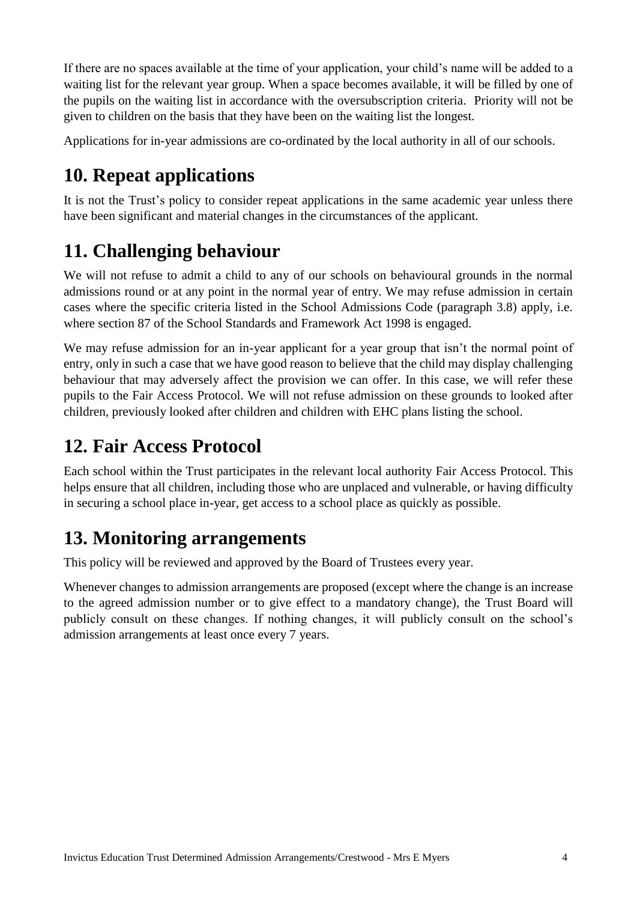If there are no spaces available at the time of your application, your child's name will be added to a waiting list for the relevant year group. When a space becomes available, it will be filled by one of the pupils on the waiting list in accordance with the oversubscription criteria. Priority will not be given to children on the basis that they have been on the waiting list the longest.

Applications for in-year admissions are co-ordinated by the local authority in all of our schools.

## 10. Repeat applications

It is not the Trust's policy to consider repeat applications in the same academic year unless there have been significant and material changes in the circumstances of the applicant.

## 11. Challenging behaviour

We will not refuse to admit a child to any of our schools on behavioural grounds in the normal admissions round or at any point in the normal year of entry. We may refuse admission in certain cases where the specific criteria listed in the School Admissions Code (paragraph 3.8) apply, i.e. where section 87 of the School Standards and Framework Act 1998 is engaged.

We may refuse admission for an in-year applicant for a year group that isn't the normal point of entry, only in such a case that we have good reason to believe that the child may display challenging behaviour that may adversely affect the provision we can offer. In this case, we will refer these pupils to the Fair Access Protocol. We will not refuse admission on these grounds to looked after children, previously looked after children and children with EHC plans listing the school.

## 12. Fair Access Protocol

Each school within the Trust participates in the relevant local authority Fair Access Protocol. This helps ensure that all children, including those who are unplaced and vulnerable, or having difficulty in securing a school place in-year, get access to a school place as quickly as possible.

## 13. Monitoring arrangements

This policy will be reviewed and approved by the Board of Trustees every year.

Whenever changes to admission arrangements are proposed (except where the change is an increase to the agreed admission number or to give effect to a mandatory change), the Trust Board will publicly consult on these changes. If nothing changes, it will publicly consult on the school's admission arrangements at least once every 7 years.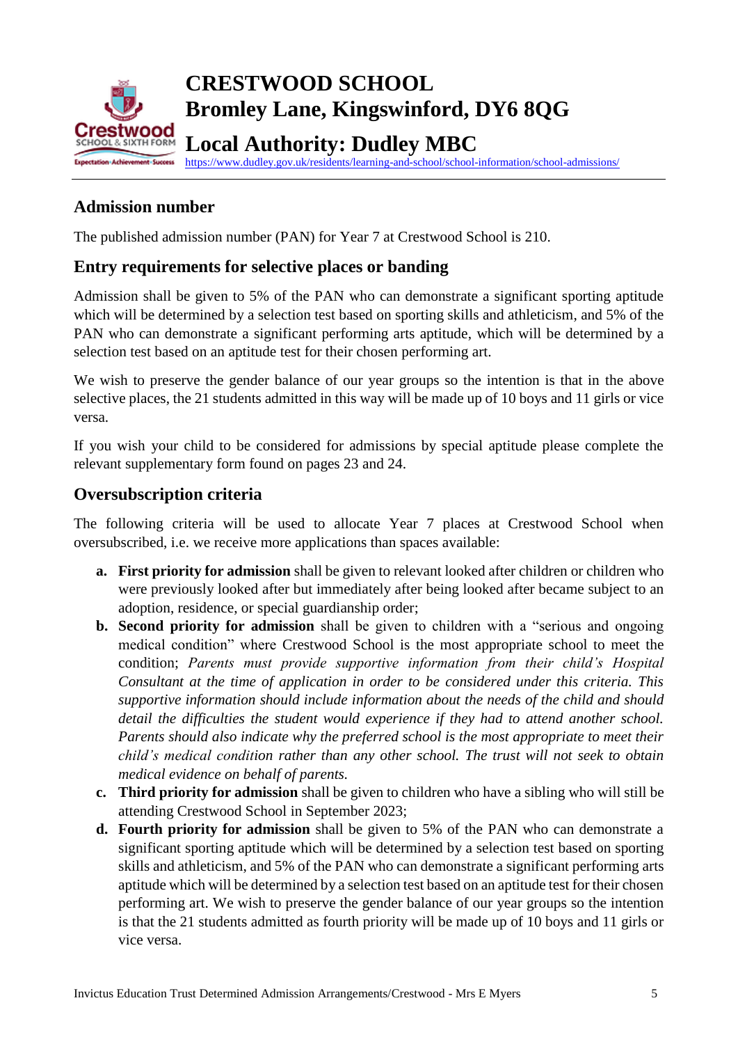# CRESTWOOD SCHOOL
# Bromley Lane, Kingswinford, DY6 8QG
# Local Authority: Dudley MBC

https://www.dudley.gov.uk/residents/learning-and-school/school-information/school-admissions/

## Admission number

The published admission number (PAN) for Year 7 at Crestwood School is 210.

## Entry requirements for selective places or banding

Admission shall be given to 5% of the PAN who can demonstrate a significant sporting aptitude which will be determined by a selection test based on sporting skills and athleticism, and 5% of the PAN who can demonstrate a significant performing arts aptitude, which will be determined by a selection test based on an aptitude test for their chosen performing art.

We wish to preserve the gender balance of our year groups so the intention is that in the above selective places, the 21 students admitted in this way will be made up of 10 boys and 11 girls or vice versa.

If you wish your child to be considered for admissions by special aptitude please complete the relevant supplementary form found on pages 23 and 24.

## Oversubscription criteria

The following criteria will be used to allocate Year 7 places at Crestwood School when oversubscribed, i.e. we receive more applications than spaces available:

a. **First priority for admission** shall be given to relevant looked after children or children who were previously looked after but immediately after being looked after became subject to an adoption, residence, or special guardianship order;
b. **Second priority for admission** shall be given to children with a "serious and ongoing medical condition" where Crestwood School is the most appropriate school to meet the condition; *Parents must provide supportive information from their child's Hospital Consultant at the time of application in order to be considered under this criteria. This supportive information should include information about the needs of the child and should detail the difficulties the student would experience if they had to attend another school. Parents should also indicate why the preferred school is the most appropriate to meet their child's medical condition rather than any other school. The trust will not seek to obtain medical evidence on behalf of parents.*
c. **Third priority for admission** shall be given to children who have a sibling who will still be attending Crestwood School in September 2023;
d. **Fourth priority for admission** shall be given to 5% of the PAN who can demonstrate a significant sporting aptitude which will be determined by a selection test based on sporting skills and athleticism, and 5% of the PAN who can demonstrate a significant performing arts aptitude which will be determined by a selection test based on an aptitude test for their chosen performing art. We wish to preserve the gender balance of our year groups so the intention is that the 21 students admitted as fourth priority will be made up of 10 boys and 11 girls or vice versa.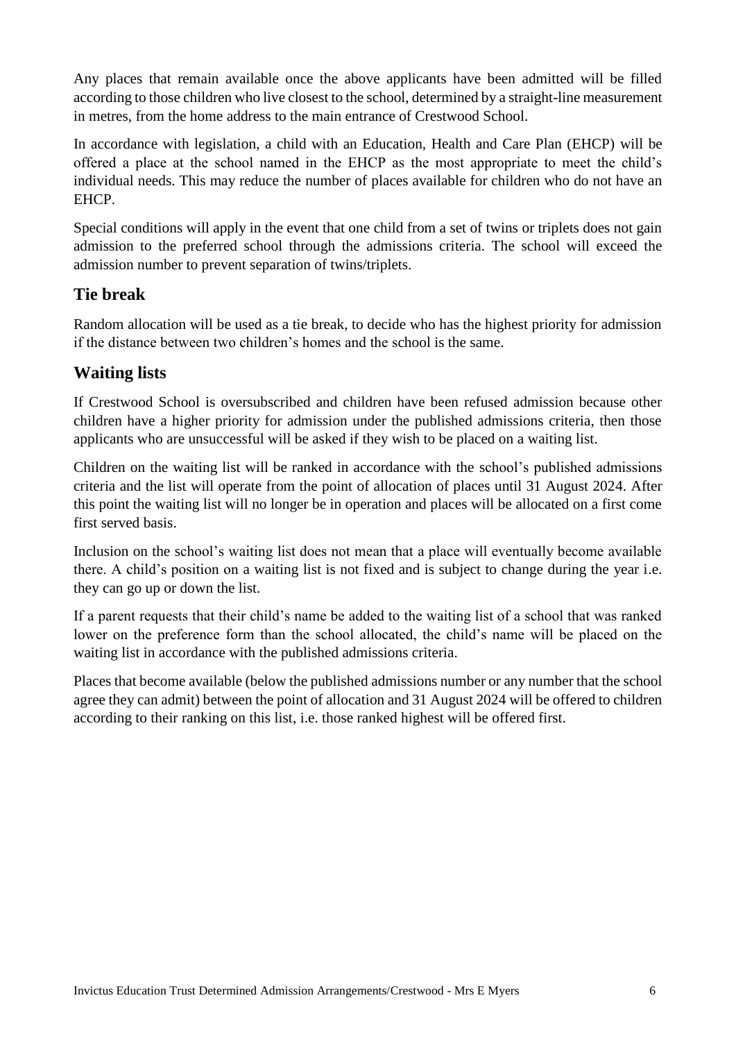Any places that remain available once the above applicants have been admitted will be filled according to those children who live closest to the school, determined by a straight-line measurement in metres, from the home address to the main entrance of Crestwood School.

In accordance with legislation, a child with an Education, Health and Care Plan (EHCP) will be offered a place at the school named in the EHCP as the most appropriate to meet the child's individual needs. This may reduce the number of places available for children who do not have an EHCP.

Special conditions will apply in the event that one child from a set of twins or triplets does not gain admission to the preferred school through the admissions criteria. The school will exceed the admission number to prevent separation of twins/triplets.

## Tie break

Random allocation will be used as a tie break, to decide who has the highest priority for admission if the distance between two children's homes and the school is the same.

## Waiting lists

If Crestwood School is oversubscribed and children have been refused admission because other children have a higher priority for admission under the published admissions criteria, then those applicants who are unsuccessful will be asked if they wish to be placed on a waiting list.

Children on the waiting list will be ranked in accordance with the school's published admissions criteria and the list will operate from the point of allocation of places until 31 August 2024. After this point the waiting list will no longer be in operation and places will be allocated on a first come first served basis.

Inclusion on the school's waiting list does not mean that a place will eventually become available there. A child's position on a waiting list is not fixed and is subject to change during the year i.e. they can go up or down the list.

If a parent requests that their child's name be added to the waiting list of a school that was ranked lower on the preference form than the school allocated, the child's name will be placed on the waiting list in accordance with the published admissions criteria.

Places that become available (below the published admissions number or any number that the school agree they can admit) between the point of allocation and 31 August 2024 will be offered to children according to their ranking on this list, i.e. those ranked highest will be offered first.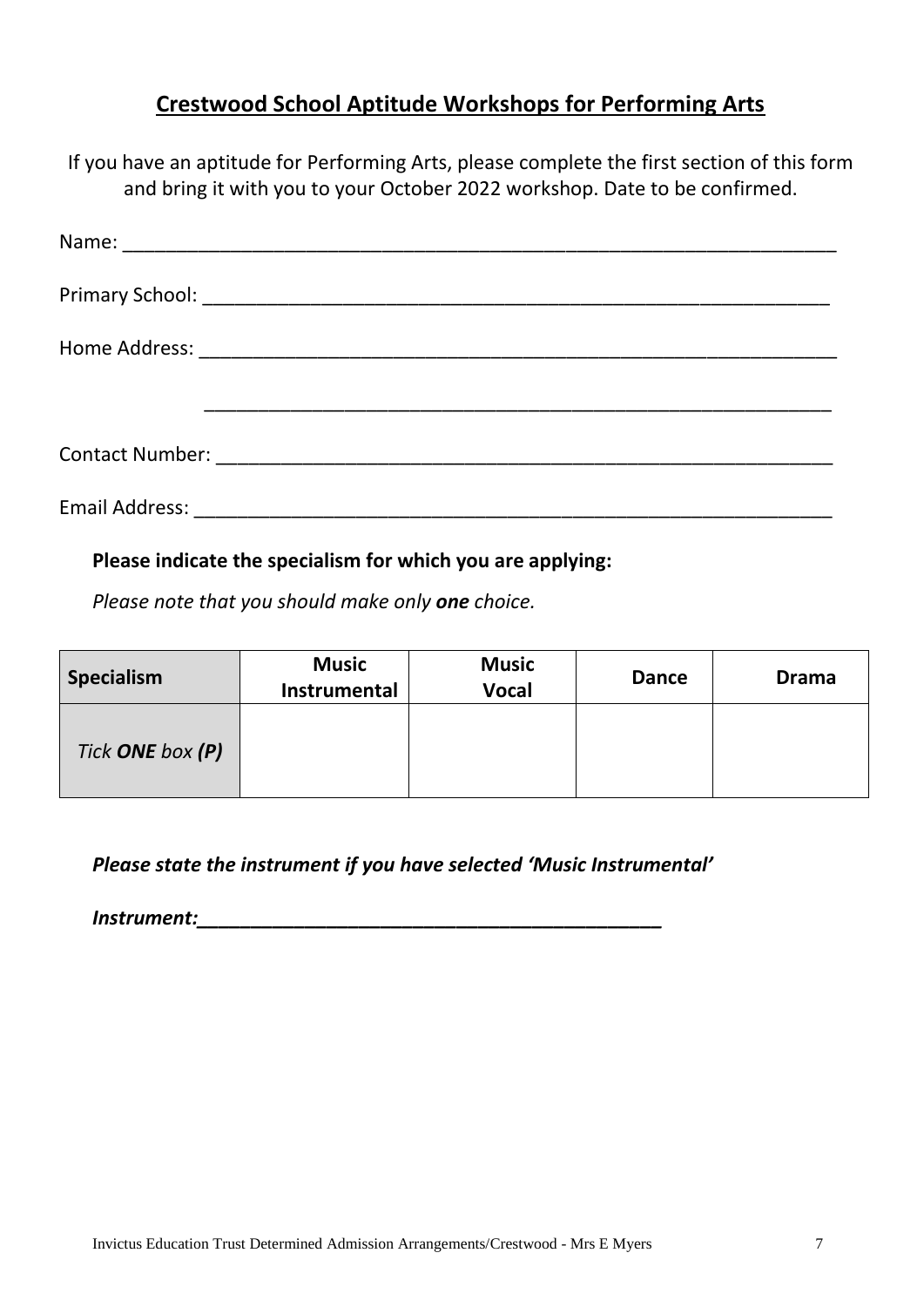## **Crestwood School Aptitude Workshops for Performing Arts**

If you have an aptitude for Performing Arts, please complete the first section of this form and bring it with you to your October 2022 workshop. Date to be confirmed.

Name: ____________________________________________________________________

Primary School: ____________________________________________________________

Home Address: _____________________________________________________________

_____________________________________________________________

Contact Number: ____________________________________________________________

Email Address: _____________________________________________________________

**Please indicate the specialism for which you are applying:**

*Please note that you should make only **one** choice.*

| **Specialism** | **Music Instrumental** | **Music Vocal** | **Dance** | **Drama** |
|---|---|---|---|---|
| *Tick **ONE** box **(P)*** | | | | |

***Please state the instrument if you have selected 'Music Instrumental'***

***Instrument:___________________________________________***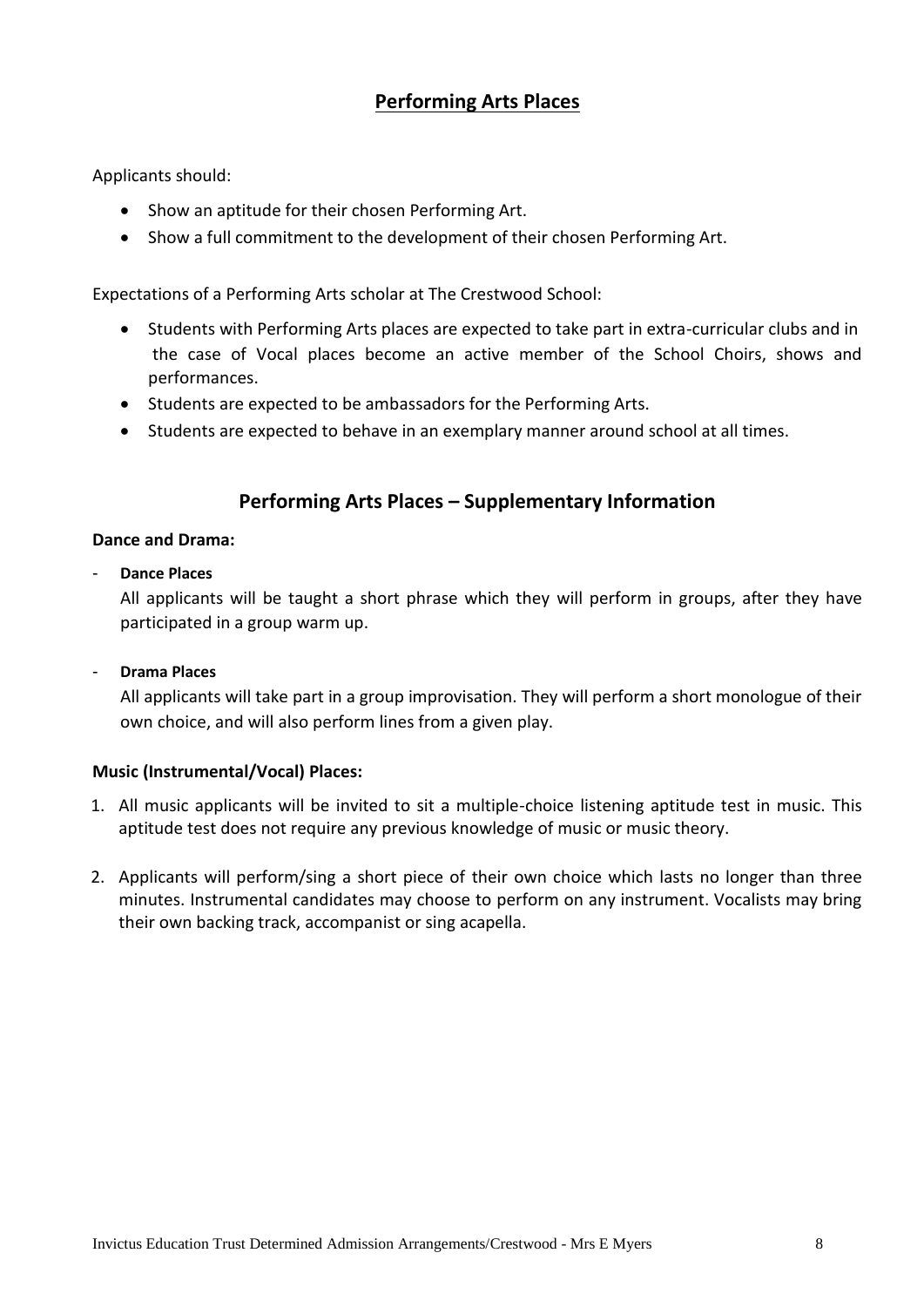## Performing Arts Places

Applicants should:

- Show an aptitude for their chosen Performing Art.
- Show a full commitment to the development of their chosen Performing Art.

Expectations of a Performing Arts scholar at The Crestwood School:

- Students with Performing Arts places are expected to take part in extra-curricular clubs and in the case of Vocal places become an active member of the School Choirs, shows and performances.
- Students are expected to be ambassadors for the Performing Arts.
- Students are expected to behave in an exemplary manner around school at all times.

## Performing Arts Places – Supplementary Information

**Dance and Drama:**

- **Dance Places**

  All applicants will be taught a short phrase which they will perform in groups, after they have participated in a group warm up.

- **Drama Places**

  All applicants will take part in a group improvisation. They will perform a short monologue of their own choice, and will also perform lines from a given play.

**Music (Instrumental/Vocal) Places:**

1. All music applicants will be invited to sit a multiple-choice listening aptitude test in music. This aptitude test does not require any previous knowledge of music or music theory.

2. Applicants will perform/sing a short piece of their own choice which lasts no longer than three minutes. Instrumental candidates may choose to perform on any instrument. Vocalists may bring their own backing track, accompanist or sing acapella.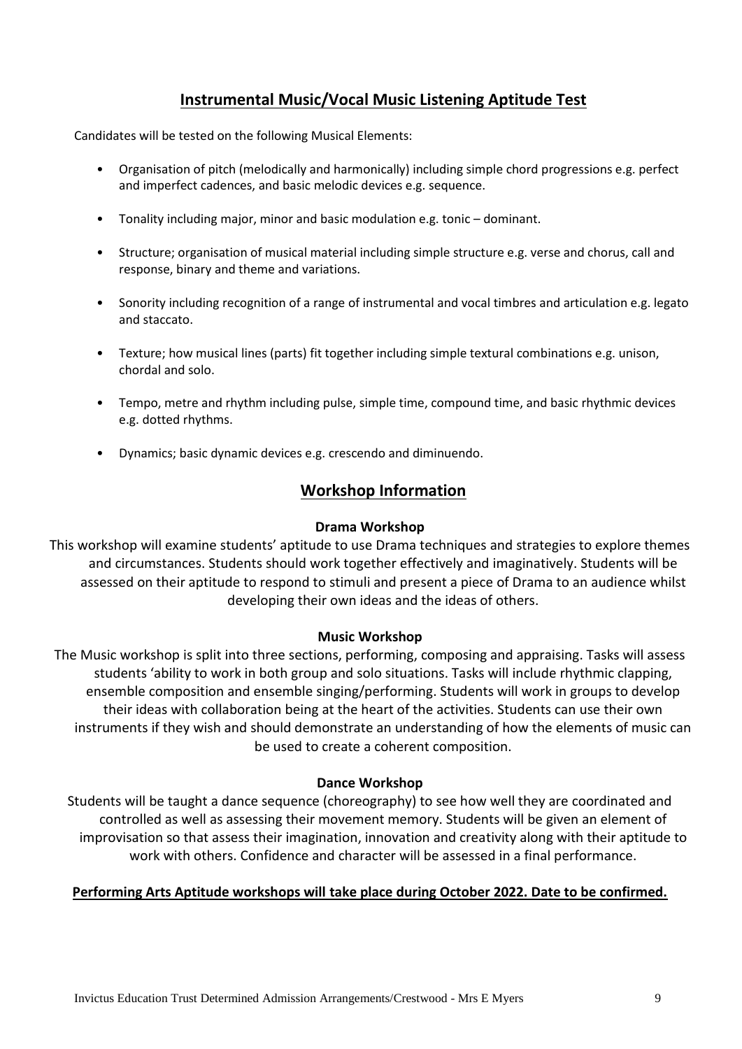## Instrumental Music/Vocal Music Listening Aptitude Test

Candidates will be tested on the following Musical Elements:

- Organisation of pitch (melodically and harmonically) including simple chord progressions e.g. perfect and imperfect cadences, and basic melodic devices e.g. sequence.
- Tonality including major, minor and basic modulation e.g. tonic – dominant.
- Structure; organisation of musical material including simple structure e.g. verse and chorus, call and response, binary and theme and variations.
- Sonority including recognition of a range of instrumental and vocal timbres and articulation e.g. legato and staccato.
- Texture; how musical lines (parts) fit together including simple textural combinations e.g. unison, chordal and solo.
- Tempo, metre and rhythm including pulse, simple time, compound time, and basic rhythmic devices e.g. dotted rhythms.
- Dynamics; basic dynamic devices e.g. crescendo and diminuendo.

## Workshop Information

### Drama Workshop

This workshop will examine students' aptitude to use Drama techniques and strategies to explore themes and circumstances. Students should work together effectively and imaginatively. Students will be assessed on their aptitude to respond to stimuli and present a piece of Drama to an audience whilst developing their own ideas and the ideas of others.

### Music Workshop

The Music workshop is split into three sections, performing, composing and appraising. Tasks will assess students 'ability to work in both group and solo situations. Tasks will include rhythmic clapping, ensemble composition and ensemble singing/performing. Students will work in groups to develop their ideas with collaboration being at the heart of the activities. Students can use their own instruments if they wish and should demonstrate an understanding of how the elements of music can be used to create a coherent composition.

### Dance Workshop

Students will be taught a dance sequence (choreography) to see how well they are coordinated and controlled as well as assessing their movement memory. Students will be given an element of improvisation so that assess their imagination, innovation and creativity along with their aptitude to work with others. Confidence and character will be assessed in a final performance.

**Performing Arts Aptitude workshops will take place during October 2022. Date to be confirmed.**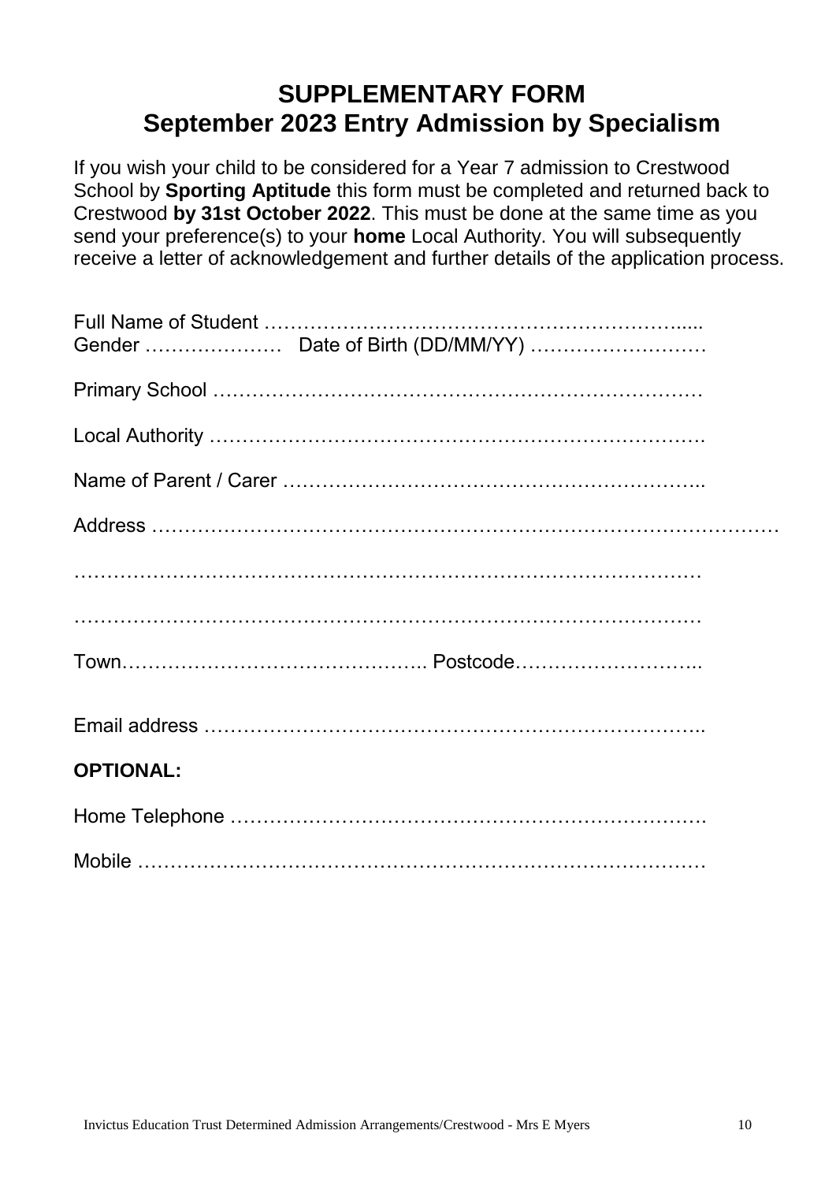# SUPPLEMENTARY FORM
# September 2023 Entry Admission by Specialism

If you wish your child to be considered for a Year 7 admission to Crestwood School by **Sporting Aptitude** this form must be completed and returned back to Crestwood **by 31st October 2022**. This must be done at the same time as you send your preference(s) to your **home** Local Authority. You will subsequently receive a letter of acknowledgement and further details of the application process.

Full Name of Student …………………………………………………………......
Gender ………………… Date of Birth (DD/MM/YY) ………………………

Primary School ………………………………………………………………

Local Authority ………………………………………………………………

Name of Parent / Carer ……………………………………………………..

Address ………………………………………………………………………………

………………………………………………………………………………

………………………………………………………………………………

Town……………………………………….. Postcode………………………..

Email address ……………………………………………………………..

**OPTIONAL:**

Home Telephone …………………………………………………………….

Mobile ………………………………………………………………………